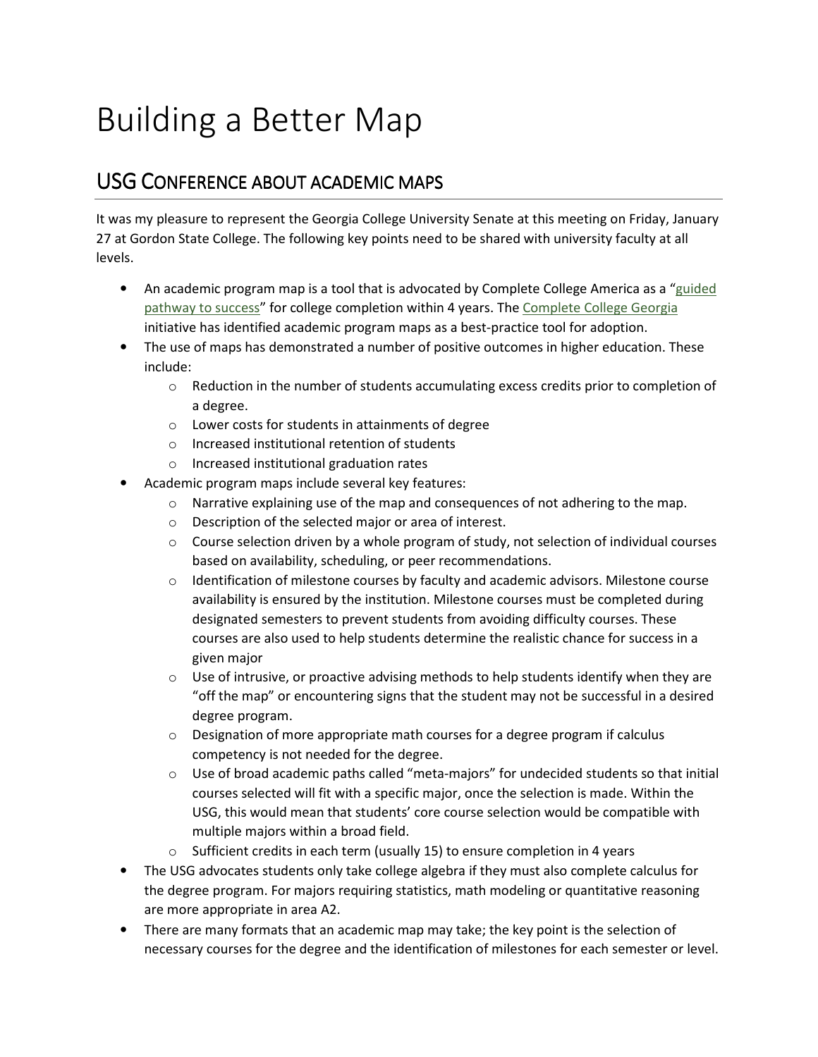# Building a Better Map

## USG Conference about academic maps

It was my pleasure to represent the Georgia College University Senate at this meeting on Friday, January 27 at Gordon State College. The following key points need to be shared with university faculty at all levels.

- An academic program map is a tool that is advocated by Complete College America as a "guided pathway to success" for college completion within 4 years. The Complete College Georgia initiative has identified academic program maps as a best-practice tool for adoption.
- The use of maps has demonstrated a number of positive outcomes in higher education. These include:
  - Reduction in the number of students accumulating excess credits prior to completion of a degree.
  - Lower costs for students in attainments of degree
  - Increased institutional retention of students
  - Increased institutional graduation rates
- Academic program maps include several key features:
  - Narrative explaining use of the map and consequences of not adhering to the map.
  - Description of the selected major or area of interest.
  - Course selection driven by a whole program of study, not selection of individual courses based on availability, scheduling, or peer recommendations.
  - Identification of milestone courses by faculty and academic advisors. Milestone course availability is ensured by the institution. Milestone courses must be completed during designated semesters to prevent students from avoiding difficulty courses. These courses are also used to help students determine the realistic chance for success in a given major
  - Use of intrusive, or proactive advising methods to help students identify when they are "off the map" or encountering signs that the student may not be successful in a desired degree program.
  - Designation of more appropriate math courses for a degree program if calculus competency is not needed for the degree.
  - Use of broad academic paths called "meta-majors" for undecided students so that initial courses selected will fit with a specific major, once the selection is made. Within the USG, this would mean that students' core course selection would be compatible with multiple majors within a broad field.
  - Sufficient credits in each term (usually 15) to ensure completion in 4 years
- The USG advocates students only take college algebra if they must also complete calculus for the degree program. For majors requiring statistics, math modeling or quantitative reasoning are more appropriate in area A2.
- There are many formats that an academic map may take; the key point is the selection of necessary courses for the degree and the identification of milestones for each semester or level.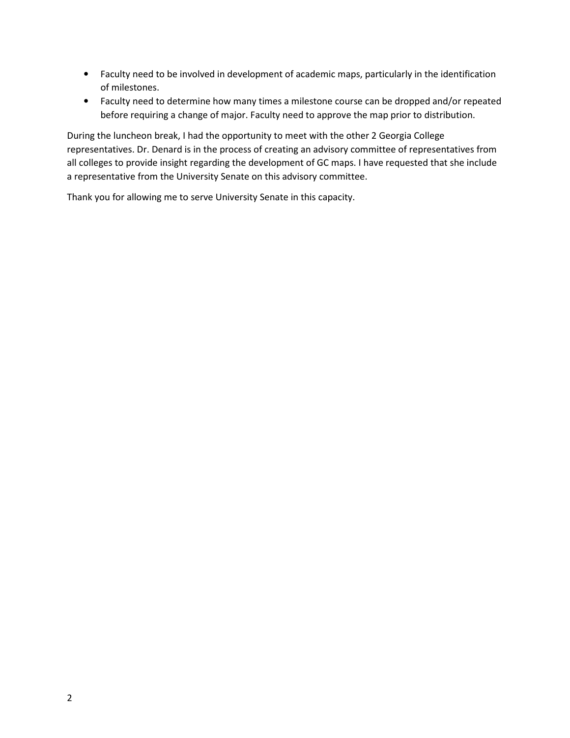- Faculty need to be involved in development of academic maps, particularly in the identification of milestones.
- Faculty need to determine how many times a milestone course can be dropped and/or repeated before requiring a change of major. Faculty need to approve the map prior to distribution.

During the luncheon break, I had the opportunity to meet with the other 2 Georgia College representatives. Dr. Denard is in the process of creating an advisory committee of representatives from all colleges to provide insight regarding the development of GC maps. I have requested that she include a representative from the University Senate on this advisory committee.

Thank you for allowing me to serve University Senate in this capacity.